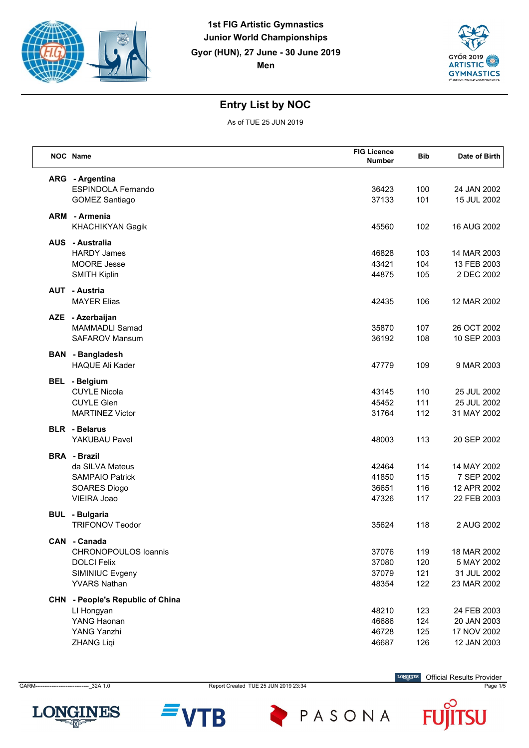**1st FIG Artistic Gymnastics**
**Junior World Championships**
**Gyor (HUN), 27 June - 30 June 2019**
**Men**

## Entry List by NOC

As of TUE 25 JUN 2019

| NOC | Name | FIG Licence Number | Bib | Date of Birth |
|---|---|---|---|---|
| **ARG** | **- Argentina** | | | |
| | ESPINDOLA Fernando | 36423 | 100 | 24 JAN 2002 |
| | GOMEZ Santiago | 37133 | 101 | 15 JUL 2002 |
| **ARM** | **- Armenia** | | | |
| | KHACHIKYAN Gagik | 45560 | 102 | 16 AUG 2002 |
| **AUS** | **- Australia** | | | |
| | HARDY James | 46828 | 103 | 14 MAR 2003 |
| | MOORE Jesse | 43421 | 104 | 13 FEB 2003 |
| | SMITH Kiplin | 44875 | 105 | 2 DEC 2002 |
| **AUT** | **- Austria** | | | |
| | MAYER Elias | 42435 | 106 | 12 MAR 2002 |
| **AZE** | **- Azerbaijan** | | | |
| | MAMMADLI Samad | 35870 | 107 | 26 OCT 2002 |
| | SAFAROV Mansum | 36192 | 108 | 10 SEP 2003 |
| **BAN** | **- Bangladesh** | | | |
| | HAQUE Ali Kader | 47779 | 109 | 9 MAR 2003 |
| **BEL** | **- Belgium** | | | |
| | CUYLE Nicola | 43145 | 110 | 25 JUL 2002 |
| | CUYLE Glen | 45452 | 111 | 25 JUL 2002 |
| | MARTINEZ Victor | 31764 | 112 | 31 MAY 2002 |
| **BLR** | **- Belarus** | | | |
| | YAKUBAU Pavel | 48003 | 113 | 20 SEP 2002 |
| **BRA** | **- Brazil** | | | |
| | da SILVA Mateus | 42464 | 114 | 14 MAY 2002 |
| | SAMPAIO Patrick | 41850 | 115 | 7 SEP 2002 |
| | SOARES Diogo | 36651 | 116 | 12 APR 2002 |
| | VIEIRA Joao | 47326 | 117 | 22 FEB 2003 |
| **BUL** | **- Bulgaria** | | | |
| | TRIFONOV Teodor | 35624 | 118 | 2 AUG 2002 |
| **CAN** | **- Canada** | | | |
| | CHRONOPOULOS Ioannis | 37076 | 119 | 18 MAR 2002 |
| | DOLCI Felix | 37080 | 120 | 5 MAY 2002 |
| | SIMINIUC Evgeny | 37079 | 121 | 31 JUL 2002 |
| | YVARS Nathan | 48354 | 122 | 23 MAR 2002 |
| **CHN** | **- People's Republic of China** | | | |
| | LI Hongyan | 48210 | 123 | 24 FEB 2003 |
| | YANG Haonan | 46686 | 124 | 20 JAN 2003 |
| | YANG Yanzhi | 46728 | 125 | 17 NOV 2002 |
| | ZHANG Liqi | 46687 | 126 | 12 JAN 2003 |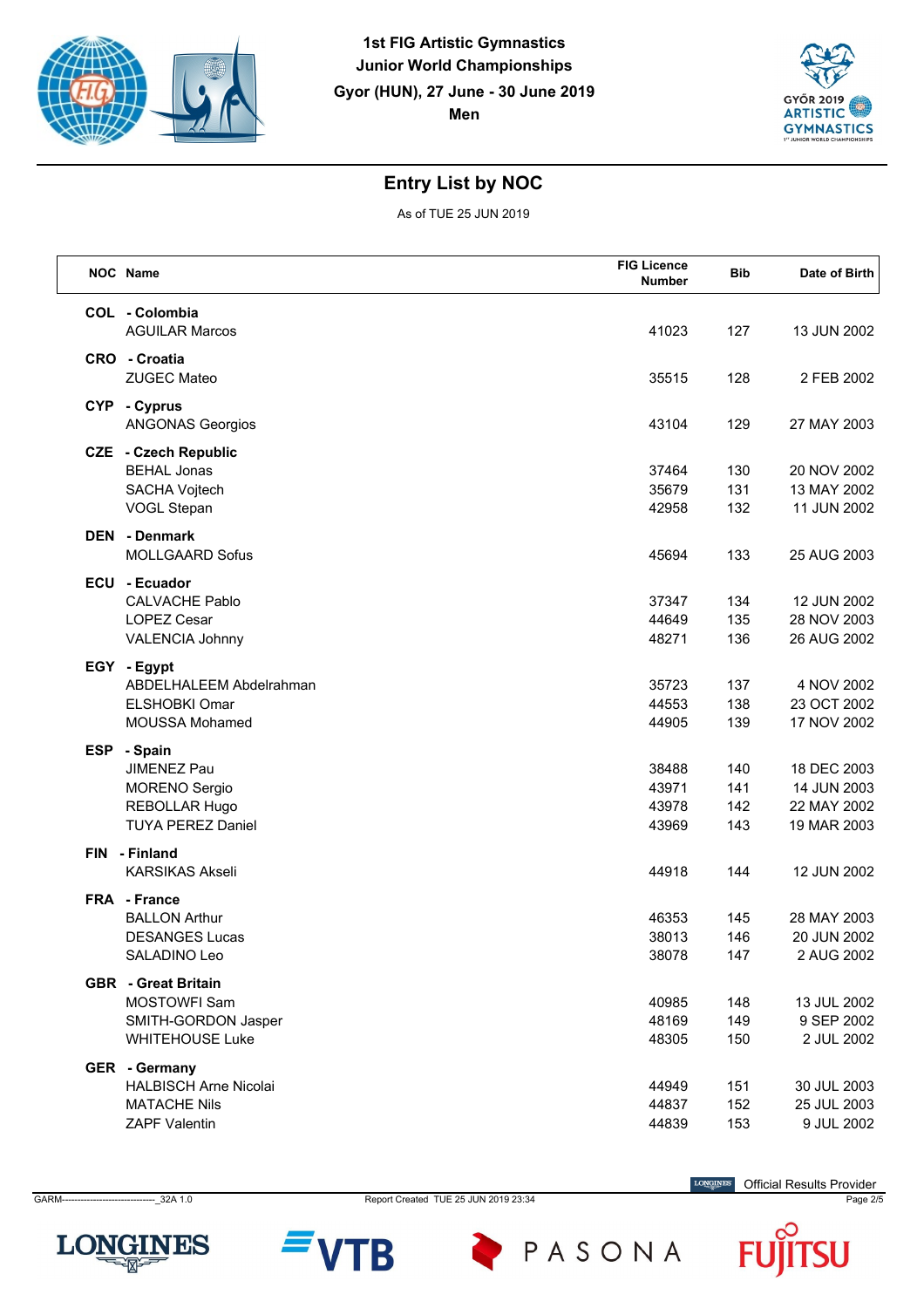# 1st FIG Artistic Gymnastics Junior World Championships

Gyor (HUN), 27 June - 30 June 2019

Men

## Entry List by NOC

As of TUE 25 JUN 2019

| NOC | Name | FIG Licence Number | Bib | Date of Birth |
|---|---|---|---|---|
| **COL** | **- Colombia** | | | |
| | AGUILAR Marcos | 41023 | 127 | 13 JUN 2002 |
| **CRO** | **- Croatia** | | | |
| | ZUGEC Mateo | 35515 | 128 | 2 FEB 2002 |
| **CYP** | **- Cyprus** | | | |
| | ANGONAS Georgios | 43104 | 129 | 27 MAY 2003 |
| **CZE** | **- Czech Republic** | | | |
| | BEHAL Jonas | 37464 | 130 | 20 NOV 2002 |
| | SACHA Vojtech | 35679 | 131 | 13 MAY 2002 |
| | VOGL Stepan | 42958 | 132 | 11 JUN 2002 |
| **DEN** | **- Denmark** | | | |
| | MOLLGAARD Sofus | 45694 | 133 | 25 AUG 2003 |
| **ECU** | **- Ecuador** | | | |
| | CALVACHE Pablo | 37347 | 134 | 12 JUN 2002 |
| | LOPEZ Cesar | 44649 | 135 | 28 NOV 2003 |
| | VALENCIA Johnny | 48271 | 136 | 26 AUG 2002 |
| **EGY** | **- Egypt** | | | |
| | ABDELHALEEM Abdelrahman | 35723 | 137 | 4 NOV 2002 |
| | ELSHOBKI Omar | 44553 | 138 | 23 OCT 2002 |
| | MOUSSA Mohamed | 44905 | 139 | 17 NOV 2002 |
| **ESP** | **- Spain** | | | |
| | JIMENEZ Pau | 38488 | 140 | 18 DEC 2003 |
| | MORENO Sergio | 43971 | 141 | 14 JUN 2003 |
| | REBOLLAR Hugo | 43978 | 142 | 22 MAY 2002 |
| | TUYA PEREZ Daniel | 43969 | 143 | 19 MAR 2003 |
| **FIN** | **- Finland** | | | |
| | KARSIKAS Akseli | 44918 | 144 | 12 JUN 2002 |
| **FRA** | **- France** | | | |
| | BALLON Arthur | 46353 | 145 | 28 MAY 2003 |
| | DESANGES Lucas | 38013 | 146 | 20 JUN 2002 |
| | SALADINO Leo | 38078 | 147 | 2 AUG 2002 |
| **GBR** | **- Great Britain** | | | |
| | MOSTOWFI Sam | 40985 | 148 | 13 JUL 2002 |
| | SMITH-GORDON Jasper | 48169 | 149 | 9 SEP 2002 |
| | WHITEHOUSE Luke | 48305 | 150 | 2 JUL 2002 |
| **GER** | **- Germany** | | | |
| | HALBISCH Arne Nicolai | 44949 | 151 | 30 JUL 2003 |
| | MATACHE Nils | 44837 | 152 | 25 JUL 2003 |
| | ZAPF Valentin | 44839 | 153 | 9 JUL 2002 |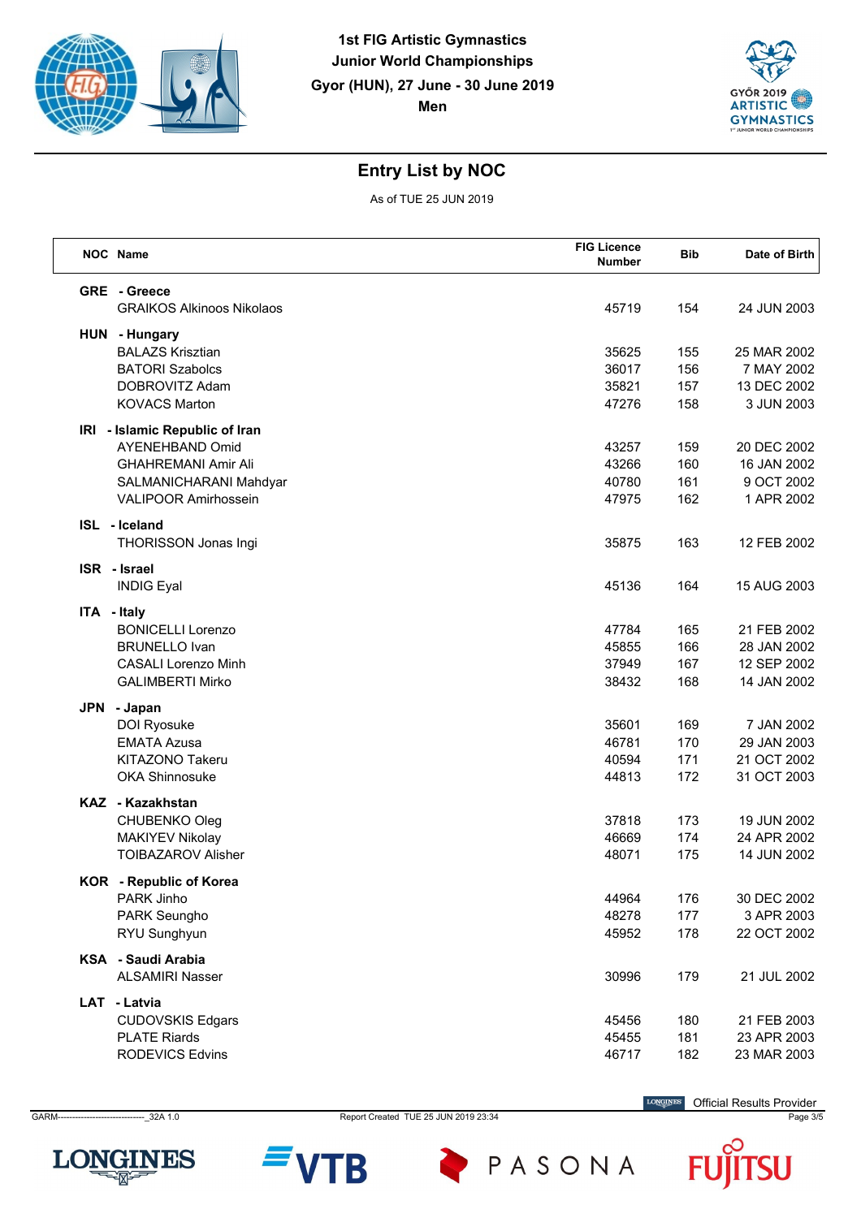1st FIG Artistic Gymnastics
Junior World Championships
Gyor (HUN), 27 June - 30 June 2019
Men

## Entry List by NOC

As of TUE 25 JUN 2019

| NOC | Name | FIG Licence Number | Bib | Date of Birth |
|---|---|---|---|---|
| **GRE** | **- Greece** | | | |
| | GRAIKOS Alkinoos Nikolaos | 45719 | 154 | 24 JUN 2003 |
| **HUN** | **- Hungary** | | | |
| | BALAZS Krisztian | 35625 | 155 | 25 MAR 2002 |
| | BATORI Szabolcs | 36017 | 156 | 7 MAY 2002 |
| | DOBROVITZ Adam | 35821 | 157 | 13 DEC 2002 |
| | KOVACS Marton | 47276 | 158 | 3 JUN 2003 |
| **IRI** | **- Islamic Republic of Iran** | | | |
| | AYENEHBAND Omid | 43257 | 159 | 20 DEC 2002 |
| | GHAHREMANI Amir Ali | 43266 | 160 | 16 JAN 2002 |
| | SALMANICHARANI Mahdyar | 40780 | 161 | 9 OCT 2002 |
| | VALIPOOR Amirhossein | 47975 | 162 | 1 APR 2002 |
| **ISL** | **- Iceland** | | | |
| | THORISSON Jonas Ingi | 35875 | 163 | 12 FEB 2002 |
| **ISR** | **- Israel** | | | |
| | INDIG Eyal | 45136 | 164 | 15 AUG 2003 |
| **ITA** | **- Italy** | | | |
| | BONICELLI Lorenzo | 47784 | 165 | 21 FEB 2002 |
| | BRUNELLO Ivan | 45855 | 166 | 28 JAN 2002 |
| | CASALI Lorenzo Minh | 37949 | 167 | 12 SEP 2002 |
| | GALIMBERTI Mirko | 38432 | 168 | 14 JAN 2002 |
| **JPN** | **- Japan** | | | |
| | DOI Ryosuke | 35601 | 169 | 7 JAN 2002 |
| | EMATA Azusa | 46781 | 170 | 29 JAN 2003 |
| | KITAZONO Takeru | 40594 | 171 | 21 OCT 2002 |
| | OKA Shinnosuke | 44813 | 172 | 31 OCT 2003 |
| **KAZ** | **- Kazakhstan** | | | |
| | CHUBENKO Oleg | 37818 | 173 | 19 JUN 2002 |
| | MAKIYEV Nikolay | 46669 | 174 | 24 APR 2002 |
| | TOIBAZAROV Alisher | 48071 | 175 | 14 JUN 2002 |
| **KOR** | **- Republic of Korea** | | | |
| | PARK Jinho | 44964 | 176 | 30 DEC 2002 |
| | PARK Seungho | 48278 | 177 | 3 APR 2003 |
| | RYU Sunghyun | 45952 | 178 | 22 OCT 2002 |
| **KSA** | **- Saudi Arabia** | | | |
| | ALSAMIRI Nasser | 30996 | 179 | 21 JUL 2002 |
| **LAT** | **- Latvia** | | | |
| | CUDOVSKIS Edgars | 45456 | 180 | 21 FEB 2003 |
| | PLATE Riards | 45455 | 181 | 23 APR 2003 |
| | RODEVICS Edvins | 46717 | 182 | 23 MAR 2003 |

Official Results Provider

GARM-------------------------------_32A 1.0 Report Created TUE 25 JUN 2019 23:34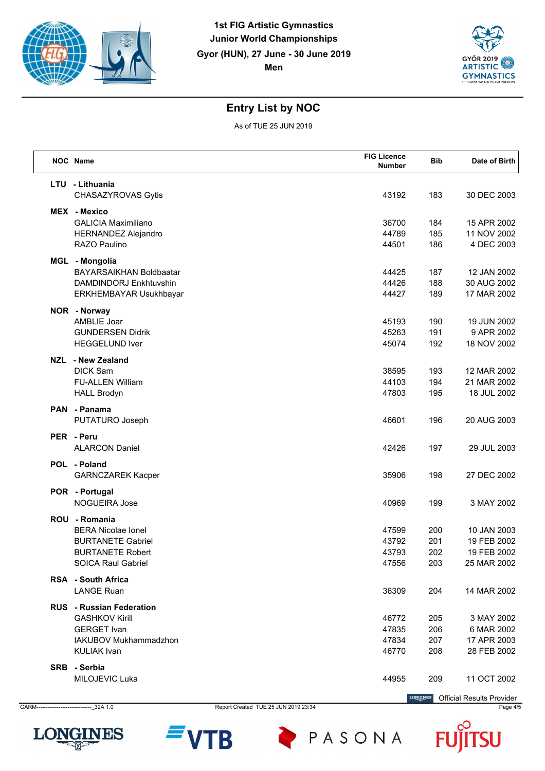# 1st FIG Artistic Gymnastics Junior World Championships

Gyor (HUN), 27 June - 30 June 2019

Men

## Entry List by NOC

As of TUE 25 JUN 2019

| NOC | Name | FIG Licence Number | Bib | Date of Birth |
|---|---|---|---|---|
| **LTU** | **- Lithuania** | | | |
| | CHASAZYROVAS Gytis | 43192 | 183 | 30 DEC 2003 |
| **MEX** | **- Mexico** | | | |
| | GALICIA Maximiliano | 36700 | 184 | 15 APR 2002 |
| | HERNANDEZ Alejandro | 44789 | 185 | 11 NOV 2002 |
| | RAZO Paulino | 44501 | 186 | 4 DEC 2003 |
| **MGL** | **- Mongolia** | | | |
| | BAYARSAIKHAN Boldbaatar | 44425 | 187 | 12 JAN 2002 |
| | DAMDINDORJ Enkhtuvshin | 44426 | 188 | 30 AUG 2002 |
| | ERKHEMBAYAR Usukhbayar | 44427 | 189 | 17 MAR 2002 |
| **NOR** | **- Norway** | | | |
| | AMBLIE Joar | 45193 | 190 | 19 JUN 2002 |
| | GUNDERSEN Didrik | 45263 | 191 | 9 APR 2002 |
| | HEGGELUND Iver | 45074 | 192 | 18 NOV 2002 |
| **NZL** | **- New Zealand** | | | |
| | DICK Sam | 38595 | 193 | 12 MAR 2002 |
| | FU-ALLEN William | 44103 | 194 | 21 MAR 2002 |
| | HALL Brodyn | 47803 | 195 | 18 JUL 2002 |
| **PAN** | **- Panama** | | | |
| | PUTATURO Joseph | 46601 | 196 | 20 AUG 2003 |
| **PER** | **- Peru** | | | |
| | ALARCON Daniel | 42426 | 197 | 29 JUL 2003 |
| **POL** | **- Poland** | | | |
| | GARNCZAREK Kacper | 35906 | 198 | 27 DEC 2002 |
| **POR** | **- Portugal** | | | |
| | NOGUEIRA Jose | 40969 | 199 | 3 MAY 2002 |
| **ROU** | **- Romania** | | | |
| | BERA Nicolae Ionel | 47599 | 200 | 10 JAN 2003 |
| | BURTANETE Gabriel | 43792 | 201 | 19 FEB 2002 |
| | BURTANETE Robert | 43793 | 202 | 19 FEB 2002 |
| | SOICA Raul Gabriel | 47556 | 203 | 25 MAR 2002 |
| **RSA** | **- South Africa** | | | |
| | LANGE Ruan | 36309 | 204 | 14 MAR 2002 |
| **RUS** | **- Russian Federation** | | | |
| | GASHKOV Kirill | 46772 | 205 | 3 MAY 2002 |
| | GERGET Ivan | 47835 | 206 | 6 MAR 2002 |
| | IAKUBOV Mukhammadzhon | 47834 | 207 | 17 APR 2003 |
| | KULIAK Ivan | 46770 | 208 | 28 FEB 2002 |
| **SRB** | **- Serbia** | | | |
| | MILOJEVIC Luka | 44955 | 209 | 11 OCT 2002 |

Official Results Provider

Report Created TUE 25 JUN 2019 23:34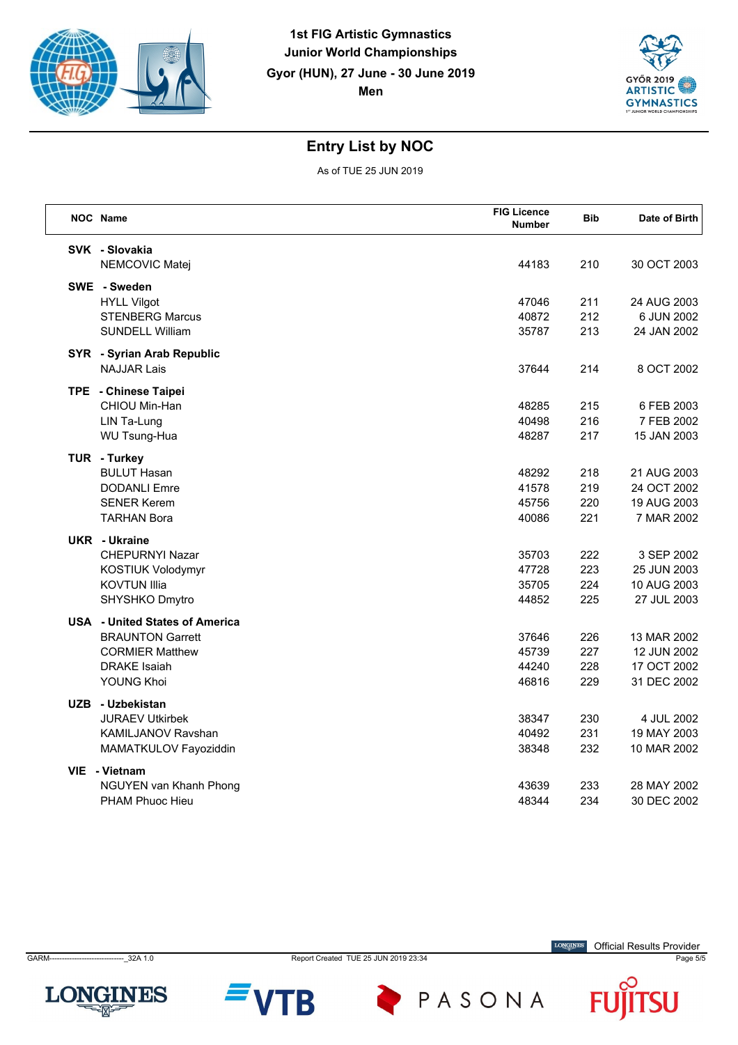1st FIG Artistic Gymnastics Junior World Championships
Gyor (HUN), 27 June - 30 June 2019
Men

## Entry List by NOC

As of TUE 25 JUN 2019

| NOC | Name | FIG Licence Number | Bib | Date of Birth |
|---|---|---|---|---|
| **SVK** | **- Slovakia** | | | |
| | NEMCOVIC Matej | 44183 | 210 | 30 OCT 2003 |
| **SWE** | **- Sweden** | | | |
| | HYLL Vilgot | 47046 | 211 | 24 AUG 2003 |
| | STENBERG Marcus | 40872 | 212 | 6 JUN 2002 |
| | SUNDELL William | 35787 | 213 | 24 JAN 2002 |
| **SYR** | **- Syrian Arab Republic** | | | |
| | NAJJAR Lais | 37644 | 214 | 8 OCT 2002 |
| **TPE** | **- Chinese Taipei** | | | |
| | CHIOU Min-Han | 48285 | 215 | 6 FEB 2003 |
| | LIN Ta-Lung | 40498 | 216 | 7 FEB 2002 |
| | WU Tsung-Hua | 48287 | 217 | 15 JAN 2003 |
| **TUR** | **- Turkey** | | | |
| | BULUT Hasan | 48292 | 218 | 21 AUG 2003 |
| | DODANLI Emre | 41578 | 219 | 24 OCT 2002 |
| | SENER Kerem | 45756 | 220 | 19 AUG 2003 |
| | TARHAN Bora | 40086 | 221 | 7 MAR 2002 |
| **UKR** | **- Ukraine** | | | |
| | CHEPURNYI Nazar | 35703 | 222 | 3 SEP 2002 |
| | KOSTIUK Volodymyr | 47728 | 223 | 25 JUN 2003 |
| | KOVTUN Illia | 35705 | 224 | 10 AUG 2003 |
| | SHYSHKO Dmytro | 44852 | 225 | 27 JUL 2003 |
| **USA** | **- United States of America** | | | |
| | BRAUNTON Garrett | 37646 | 226 | 13 MAR 2002 |
| | CORMIER Matthew | 45739 | 227 | 12 JUN 2002 |
| | DRAKE Isaiah | 44240 | 228 | 17 OCT 2002 |
| | YOUNG Khoi | 46816 | 229 | 31 DEC 2002 |
| **UZB** | **- Uzbekistan** | | | |
| | JURAEV Utkirbek | 38347 | 230 | 4 JUL 2002 |
| | KAMILJANOV Ravshan | 40492 | 231 | 19 MAY 2003 |
| | MAMATKULOV Fayoziddin | 38348 | 232 | 10 MAR 2002 |
| **VIE** | **- Vietnam** | | | |
| | NGUYEN van Khanh Phong | 43639 | 233 | 28 MAY 2002 |
| | PHAM Phuoc Hieu | 48344 | 234 | 30 DEC 2002 |

GARM------------------------------_32A 1.0 Report Created TUE 25 JUN 2019 23:34 Official Results Provider